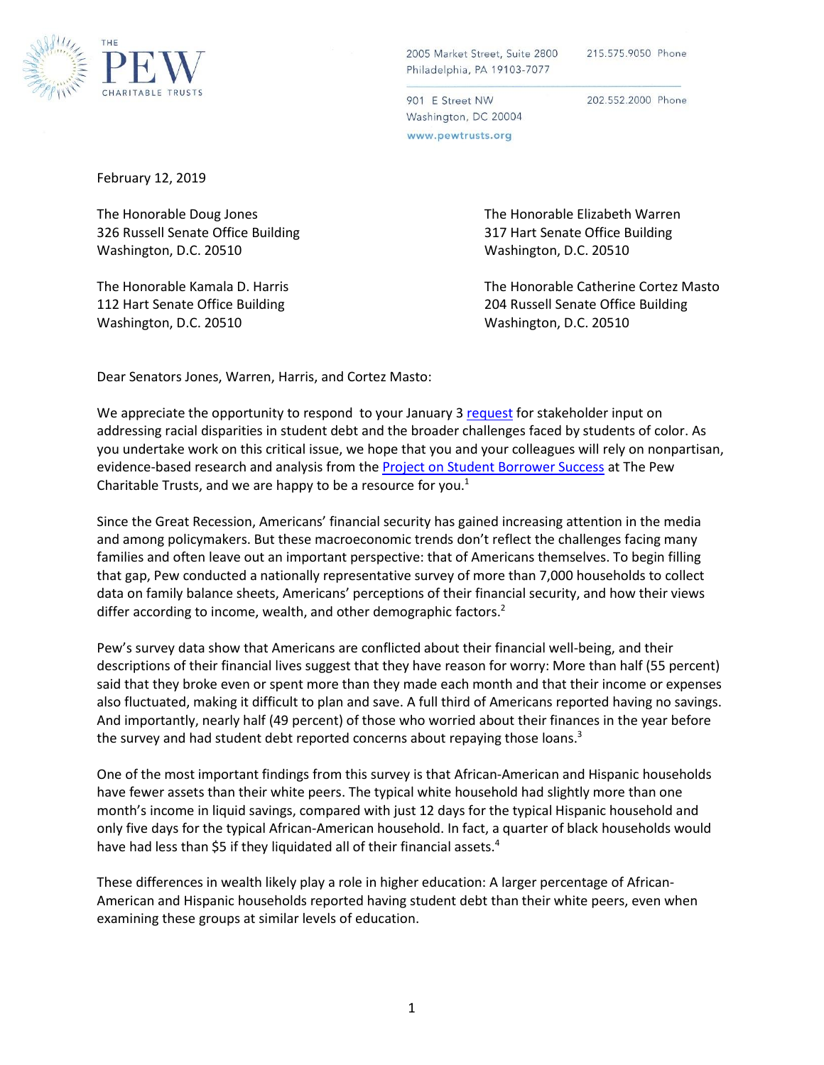THE PEW CHARITABLE TRUSTS

2005 Market Street, Suite 2800
Philadelphia, PA 19103-7077
215.575.9050 Phone

901 E Street NW
Washington, DC 20004
202.552.2000 Phone

www.pewtrusts.org

February 12, 2019

The Honorable Doug Jones
326 Russell Senate Office Building
Washington, D.C. 20510

The Honorable Elizabeth Warren
317 Hart Senate Office Building
Washington, D.C. 20510

The Honorable Kamala D. Harris
112 Hart Senate Office Building
Washington, D.C. 20510

The Honorable Catherine Cortez Masto
204 Russell Senate Office Building
Washington, D.C. 20510

Dear Senators Jones, Warren, Harris, and Cortez Masto:

We appreciate the opportunity to respond to your January 3 request for stakeholder input on addressing racial disparities in student debt and the broader challenges faced by students of color. As you undertake work on this critical issue, we hope that you and your colleagues will rely on nonpartisan, evidence-based research and analysis from the Project on Student Borrower Success at The Pew Charitable Trusts, and we are happy to be a resource for you.[1]

Since the Great Recession, Americans' financial security has gained increasing attention in the media and among policymakers. But these macroeconomic trends don't reflect the challenges facing many families and often leave out an important perspective: that of Americans themselves. To begin filling that gap, Pew conducted a nationally representative survey of more than 7,000 households to collect data on family balance sheets, Americans' perceptions of their financial security, and how their views differ according to income, wealth, and other demographic factors.[2]

Pew's survey data show that Americans are conflicted about their financial well-being, and their descriptions of their financial lives suggest that they have reason for worry: More than half (55 percent) said that they broke even or spent more than they made each month and that their income or expenses also fluctuated, making it difficult to plan and save. A full third of Americans reported having no savings. And importantly, nearly half (49 percent) of those who worried about their finances in the year before the survey and had student debt reported concerns about repaying those loans.[3]

One of the most important findings from this survey is that African-American and Hispanic households have fewer assets than their white peers. The typical white household had slightly more than one month's income in liquid savings, compared with just 12 days for the typical Hispanic household and only five days for the typical African-American household. In fact, a quarter of black households would have had less than $5 if they liquidated all of their financial assets.[4]

These differences in wealth likely play a role in higher education: A larger percentage of African-American and Hispanic households reported having student debt than their white peers, even when examining these groups at similar levels of education.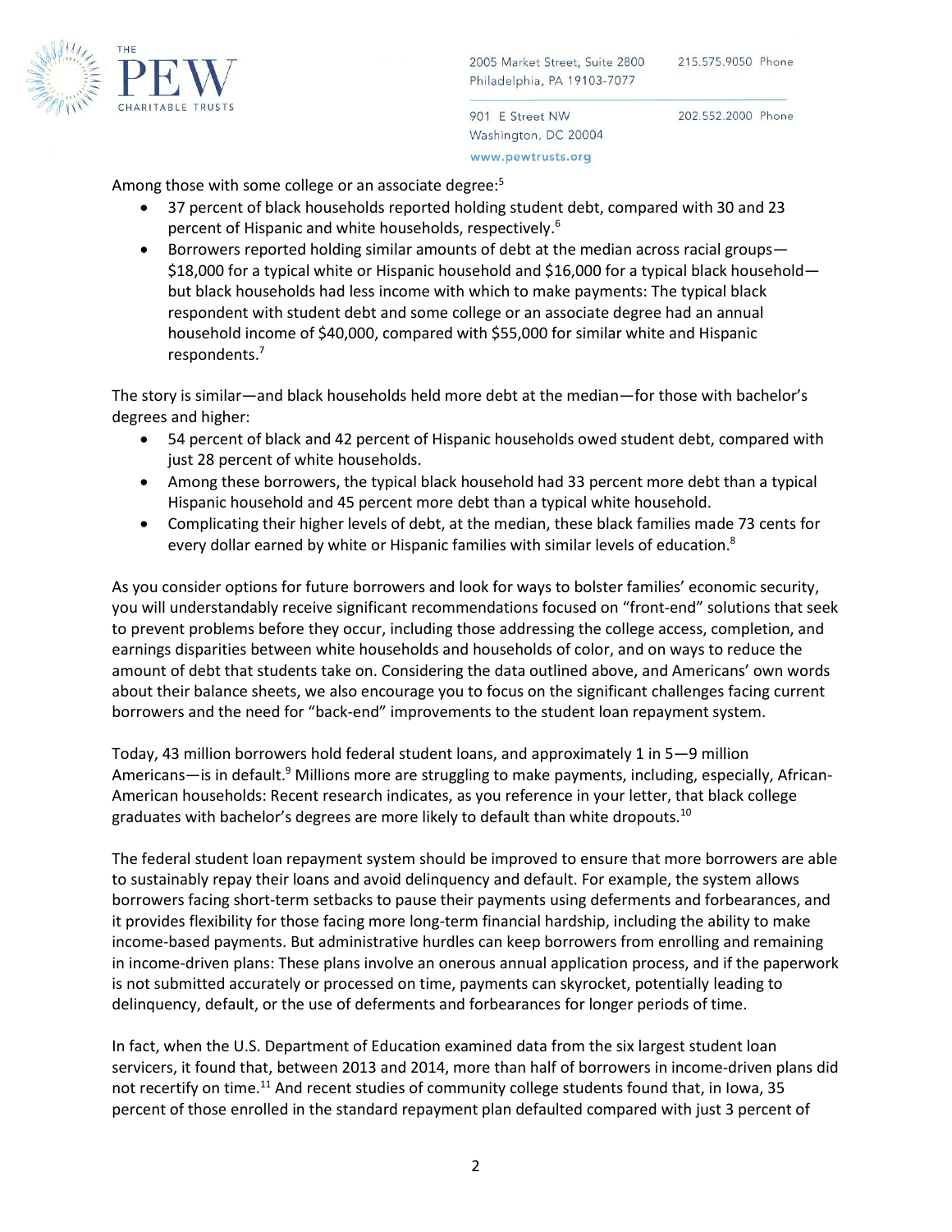Among those with some college or an associate degree:[5]

- 37 percent of black households reported holding student debt, compared with 30 and 23 percent of Hispanic and white households, respectively.[6]
- Borrowers reported holding similar amounts of debt at the median across racial groups—$18,000 for a typical white or Hispanic household and $16,000 for a typical black household—but black households had less income with which to make payments: The typical black respondent with student debt and some college or an associate degree had an annual household income of $40,000, compared with $55,000 for similar white and Hispanic respondents.[7]

The story is similar—and black households held more debt at the median—for those with bachelor's degrees and higher:

- 54 percent of black and 42 percent of Hispanic households owed student debt, compared with just 28 percent of white households.
- Among these borrowers, the typical black household had 33 percent more debt than a typical Hispanic household and 45 percent more debt than a typical white household.
- Complicating their higher levels of debt, at the median, these black families made 73 cents for every dollar earned by white or Hispanic families with similar levels of education.[8]

As you consider options for future borrowers and look for ways to bolster families' economic security, you will understandably receive significant recommendations focused on "front-end" solutions that seek to prevent problems before they occur, including those addressing the college access, completion, and earnings disparities between white households and households of color, and on ways to reduce the amount of debt that students take on. Considering the data outlined above, and Americans' own words about their balance sheets, we also encourage you to focus on the significant challenges facing current borrowers and the need for "back-end" improvements to the student loan repayment system.

Today, 43 million borrowers hold federal student loans, and approximately 1 in 5—9 million Americans—is in default.[9] Millions more are struggling to make payments, including, especially, African-American households: Recent research indicates, as you reference in your letter, that black college graduates with bachelor's degrees are more likely to default than white dropouts.[10]

The federal student loan repayment system should be improved to ensure that more borrowers are able to sustainably repay their loans and avoid delinquency and default. For example, the system allows borrowers facing short-term setbacks to pause their payments using deferments and forbearances, and it provides flexibility for those facing more long-term financial hardship, including the ability to make income-based payments. But administrative hurdles can keep borrowers from enrolling and remaining in income-driven plans: These plans involve an onerous annual application process, and if the paperwork is not submitted accurately or processed on time, payments can skyrocket, potentially leading to delinquency, default, or the use of deferments and forbearances for longer periods of time.

In fact, when the U.S. Department of Education examined data from the six largest student loan servicers, it found that, between 2013 and 2014, more than half of borrowers in income-driven plans did not recertify on time.[11] And recent studies of community college students found that, in Iowa, 35 percent of those enrolled in the standard repayment plan defaulted compared with just 3 percent of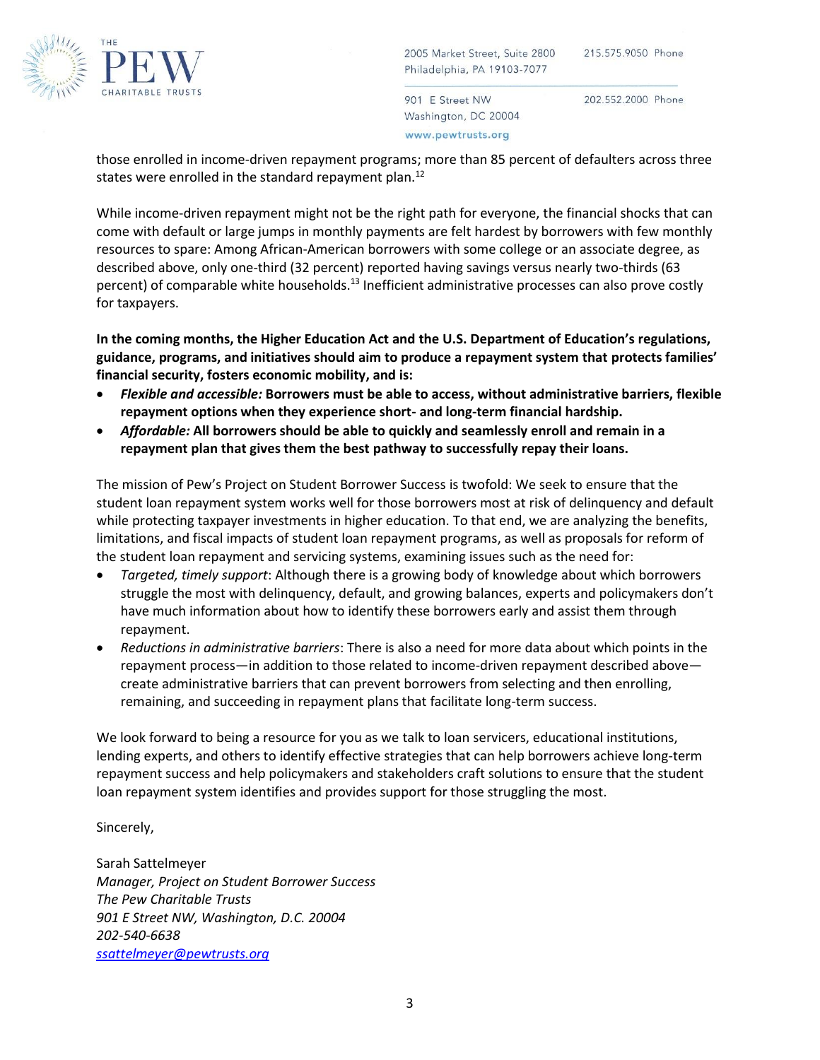those enrolled in income-driven repayment programs; more than 85 percent of defaulters across three states were enrolled in the standard repayment plan.[12]

While income-driven repayment might not be the right path for everyone, the financial shocks that can come with default or large jumps in monthly payments are felt hardest by borrowers with few monthly resources to spare: Among African-American borrowers with some college or an associate degree, as described above, only one-third (32 percent) reported having savings versus nearly two-thirds (63 percent) of comparable white households.[13] Inefficient administrative processes can also prove costly for taxpayers.

**In the coming months, the Higher Education Act and the U.S. Department of Education's regulations, guidance, programs, and initiatives should aim to produce a repayment system that protects families' financial security, fosters economic mobility, and is:**

- ***Flexible and accessible:* Borrowers must be able to access, without administrative barriers, flexible repayment options when they experience short- and long-term financial hardship.**
- ***Affordable:* All borrowers should be able to quickly and seamlessly enroll and remain in a repayment plan that gives them the best pathway to successfully repay their loans.**

The mission of Pew's Project on Student Borrower Success is twofold: We seek to ensure that the student loan repayment system works well for those borrowers most at risk of delinquency and default while protecting taxpayer investments in higher education. To that end, we are analyzing the benefits, limitations, and fiscal impacts of student loan repayment programs, as well as proposals for reform of the student loan repayment and servicing systems, examining issues such as the need for:

- *Targeted, timely support*: Although there is a growing body of knowledge about which borrowers struggle the most with delinquency, default, and growing balances, experts and policymakers don't have much information about how to identify these borrowers early and assist them through repayment.
- *Reductions in administrative barriers*: There is also a need for more data about which points in the repayment process—in addition to those related to income-driven repayment described above—create administrative barriers that can prevent borrowers from selecting and then enrolling, remaining, and succeeding in repayment plans that facilitate long-term success.

We look forward to being a resource for you as we talk to loan servicers, educational institutions, lending experts, and others to identify effective strategies that can help borrowers achieve long-term repayment success and help policymakers and stakeholders craft solutions to ensure that the student loan repayment system identifies and provides support for those struggling the most.

Sincerely,

Sarah Sattelmeyer
*Manager, Project on Student Borrower Success*
*The Pew Charitable Trusts*
*901 E Street NW, Washington, D.C. 20004*
*202-540-6638*
*ssattelmeyer@pewtrusts.org*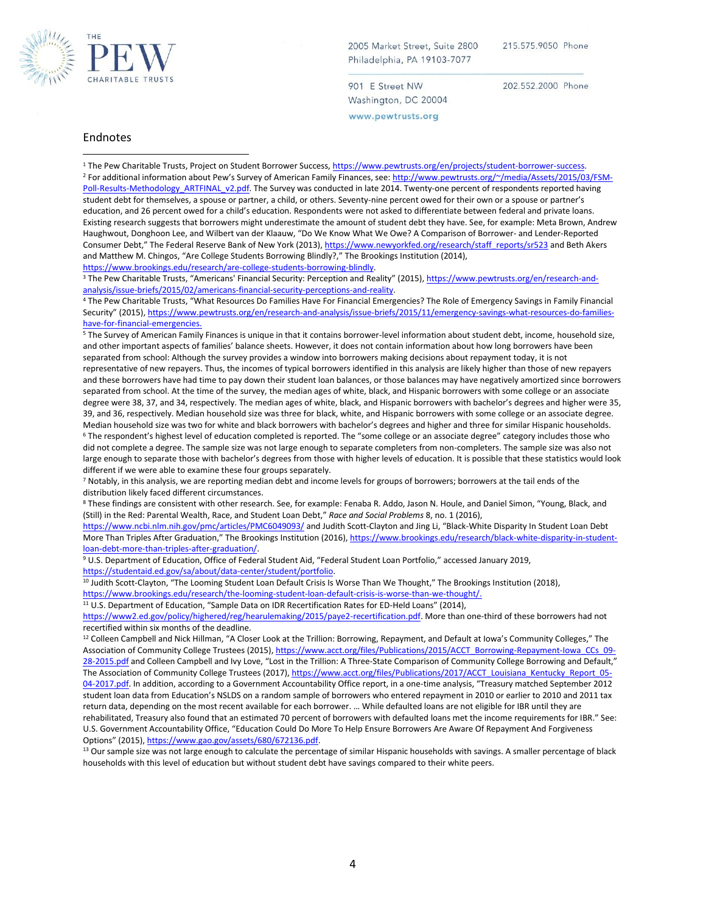## Endnotes

[1] The Pew Charitable Trusts, Project on Student Borrower Success, https://www.pewtrusts.org/en/projects/student-borrower-success.

[2] For additional information about Pew's Survey of American Family Finances, see: http://www.pewtrusts.org/~/media/Assets/2015/03/FSM-Poll-Results-Methodology_ARTFINAL_v2.pdf. The Survey was conducted in late 2014. Twenty-one percent of respondents reported having student debt for themselves, a spouse or partner, a child, or others. Seventy-nine percent owed for their own or a spouse or partner's education, and 26 percent owed for a child's education. Respondents were not asked to differentiate between federal and private loans. Existing research suggests that borrowers might underestimate the amount of student debt they have. See, for example: Meta Brown, Andrew Haughwout, Donghoon Lee, and Wilbert van der Klaauw, "Do We Know What We Owe? A Comparison of Borrower- and Lender-Reported Consumer Debt," The Federal Reserve Bank of New York (2013), https://www.newyorkfed.org/research/staff_reports/sr523 and Beth Akers and Matthew M. Chingos, "Are College Students Borrowing Blindly?," The Brookings Institution (2014), https://www.brookings.edu/research/are-college-students-borrowing-blindly.

[3] The Pew Charitable Trusts, "Americans' Financial Security: Perception and Reality" (2015), https://www.pewtrusts.org/en/research-and-analysis/issue-briefs/2015/02/americans-financial-security-perceptions-and-reality.

[4] The Pew Charitable Trusts, "What Resources Do Families Have For Financial Emergencies? The Role of Emergency Savings in Family Financial Security" (2015), https://www.pewtrusts.org/en/research-and-analysis/issue-briefs/2015/11/emergency-savings-what-resources-do-families-have-for-financial-emergencies.

[5] The Survey of American Family Finances is unique in that it contains borrower-level information about student debt, income, household size, and other important aspects of families' balance sheets. However, it does not contain information about how long borrowers have been separated from school: Although the survey provides a window into borrowers making decisions about repayment today, it is not representative of new repayers. Thus, the incomes of typical borrowers identified in this analysis are likely higher than those of new repayers and these borrowers have had time to pay down their student loan balances, or those balances may have negatively amortized since borrowers separated from school. At the time of the survey, the median ages of white, black, and Hispanic borrowers with some college or an associate degree were 38, 37, and 34, respectively. The median ages of white, black, and Hispanic borrowers with bachelor's degrees and higher were 35, 39, and 36, respectively. Median household size was three for black, white, and Hispanic borrowers with some college or an associate degree. Median household size was two for white and black borrowers with bachelor's degrees and higher and three for similar Hispanic households.

[6] The respondent's highest level of education completed is reported. The "some college or an associate degree" category includes those who did not complete a degree. The sample size was not large enough to separate completers from non-completers. The sample size was also not large enough to separate those with bachelor's degrees from those with higher levels of education. It is possible that these statistics would look different if we were able to examine these four groups separately.

[7] Notably, in this analysis, we are reporting median debt and income levels for groups of borrowers; borrowers at the tail ends of the distribution likely faced different circumstances.

[8] These findings are consistent with other research. See, for example: Fenaba R. Addo, Jason N. Houle, and Daniel Simon, "Young, Black, and (Still) in the Red: Parental Wealth, Race, and Student Loan Debt," *Race and Social Problems* 8, no. 1 (2016), https://www.ncbi.nlm.nih.gov/pmc/articles/PMC6049093/ and Judith Scott-Clayton and Jing Li, "Black-White Disparity In Student Loan Debt More Than Triples After Graduation," The Brookings Institution (2016), https://www.brookings.edu/research/black-white-disparity-in-student-loan-debt-more-than-triples-after-graduation/.

[9] U.S. Department of Education, Office of Federal Student Aid, "Federal Student Loan Portfolio," accessed January 2019, https://studentaid.ed.gov/sa/about/data-center/student/portfolio.

[10] Judith Scott-Clayton, "The Looming Student Loan Default Crisis Is Worse Than We Thought," The Brookings Institution (2018), https://www.brookings.edu/research/the-looming-student-loan-default-crisis-is-worse-than-we-thought/.

[11] U.S. Department of Education, "Sample Data on IDR Recertification Rates for ED-Held Loans" (2014), https://www2.ed.gov/policy/highered/reg/hearulemaking/2015/paye2-recertification.pdf. More than one-third of these borrowers had not recertified within six months of the deadline.

[12] Colleen Campbell and Nick Hillman, "A Closer Look at the Trillion: Borrowing, Repayment, and Default at Iowa's Community Colleges," The Association of Community College Trustees (2015), https://www.acct.org/files/Publications/2015/ACCT_Borrowing-Repayment-Iowa_CCs_09-28-2015.pdf and Colleen Campbell and Ivy Love, "Lost in the Trillion: A Three-State Comparison of Community College Borrowing and Default," The Association of Community College Trustees (2017), https://www.acct.org/files/Publications/2017/ACCT_Louisiana_Kentucky_Report_05-04-2017.pdf. In addition, according to a Government Accountability Office report, in a one-time analysis, "Treasury matched September 2012 student loan data from Education's NSLDS on a random sample of borrowers who entered repayment in 2010 or earlier to 2010 and 2011 tax return data, depending on the most recent available for each borrower. … While defaulted loans are not eligible for IBR until they are rehabilitated, Treasury also found that an estimated 70 percent of borrowers with defaulted loans met the income requirements for IBR." See: U.S. Government Accountability Office, "Education Could Do More To Help Ensure Borrowers Are Aware Of Repayment And Forgiveness Options" (2015), https://www.gao.gov/assets/680/672136.pdf.

[13] Our sample size was not large enough to calculate the percentage of similar Hispanic households with savings. A smaller percentage of black households with this level of education but without student debt have savings compared to their white peers.